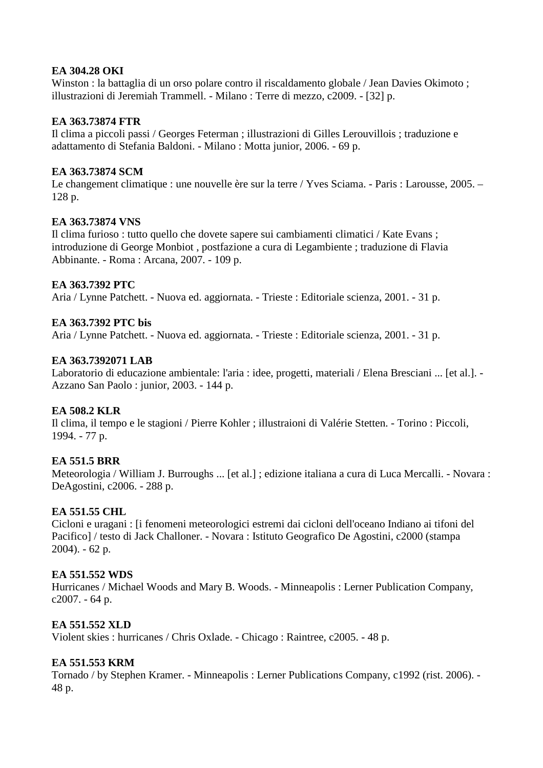**EA 304.28 OKI**
Winston : la battaglia di un orso polare contro il riscaldamento globale / Jean Davies Okimoto ; illustrazioni di Jeremiah Trammell. - Milano : Terre di mezzo, c2009. - [32] p.

**EA 363.73874 FTR**
Il clima a piccoli passi / Georges Feterman ; illustrazioni di Gilles Lerouvillois ; traduzione e adattamento di Stefania Baldoni. - Milano : Motta junior, 2006. - 69 p.

**EA 363.73874 SCM**
Le changement climatique : une nouvelle ère sur la terre / Yves Sciama. - Paris : Larousse, 2005. – 128 p.

**EA 363.73874 VNS**
Il clima furioso : tutto quello che dovete sapere sui cambiamenti climatici / Kate Evans ; introduzione di George Monbiot , postfazione a cura di Legambiente ; traduzione di Flavia Abbinante. - Roma : Arcana, 2007. - 109 p.

**EA 363.7392 PTC**
Aria / Lynne Patchett. - Nuova ed. aggiornata. - Trieste : Editoriale scienza, 2001. - 31 p.

**EA 363.7392 PTC bis**
Aria / Lynne Patchett. - Nuova ed. aggiornata. - Trieste : Editoriale scienza, 2001. - 31 p.

**EA 363.7392071 LAB**
Laboratorio di educazione ambientale: l'aria : idee, progetti, materiali / Elena Bresciani ... [et al.]. - Azzano San Paolo : junior, 2003. - 144 p.

**EA 508.2 KLR**
Il clima, il tempo e le stagioni / Pierre Kohler ; illustraioni di Valérie Stetten. - Torino : Piccoli, 1994. - 77 p.

**EA 551.5 BRR**
Meteorologia / William J. Burroughs ... [et al.] ; edizione italiana a cura di Luca Mercalli. - Novara : DeAgostini, c2006. - 288 p.

**EA 551.55 CHL**
Cicloni e uragani : [i fenomeni meteorologici estremi dai cicloni dell'oceano Indiano ai tifoni del Pacifico] / testo di Jack Challoner. - Novara : Istituto Geografico De Agostini, c2000 (stampa 2004). - 62 p.

**EA 551.552 WDS**
Hurricanes / Michael Woods and Mary B. Woods. - Minneapolis : Lerner Publication Company, c2007. - 64 p.

**EA 551.552 XLD**
Violent skies : hurricanes / Chris Oxlade. - Chicago : Raintree, c2005. - 48 p.

**EA 551.553 KRM**
Tornado / by Stephen Kramer. - Minneapolis : Lerner Publications Company, c1992 (rist. 2006). - 48 p.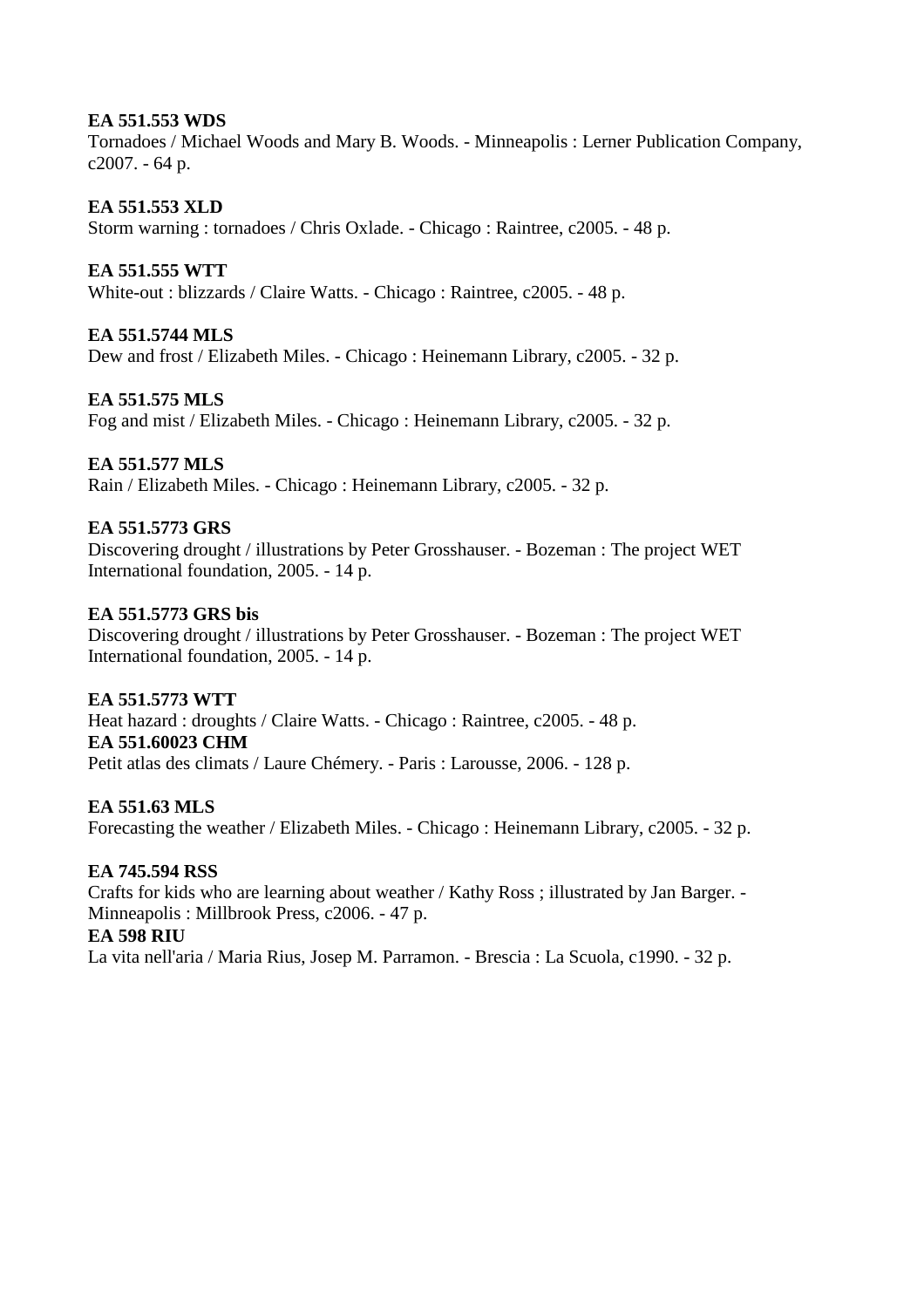**EA 551.553 WDS**
Tornadoes / Michael Woods and Mary B. Woods. - Minneapolis : Lerner Publication Company, c2007. - 64 p.

**EA 551.553 XLD**
Storm warning : tornadoes / Chris Oxlade. - Chicago : Raintree, c2005. - 48 p.

**EA 551.555 WTT**
White-out : blizzards / Claire Watts. - Chicago : Raintree, c2005. - 48 p.

**EA 551.5744 MLS**
Dew and frost / Elizabeth Miles. - Chicago : Heinemann Library, c2005. - 32 p.

**EA 551.575 MLS**
Fog and mist / Elizabeth Miles. - Chicago : Heinemann Library, c2005. - 32 p.

**EA 551.577 MLS**
Rain / Elizabeth Miles. - Chicago : Heinemann Library, c2005. - 32 p.

**EA 551.5773 GRS**
Discovering drought / illustrations by Peter Grosshauser. - Bozeman : The project WET International foundation, 2005. - 14 p.

**EA 551.5773 GRS bis**
Discovering drought / illustrations by Peter Grosshauser. - Bozeman : The project WET International foundation, 2005. - 14 p.

**EA 551.5773 WTT**
Heat hazard : droughts / Claire Watts. - Chicago : Raintree, c2005. - 48 p.
**EA 551.60023 CHM**
Petit atlas des climats / Laure Chémery. - Paris : Larousse, 2006. - 128 p.

**EA 551.63 MLS**
Forecasting the weather / Elizabeth Miles. - Chicago : Heinemann Library, c2005. - 32 p.

**EA 745.594 RSS**
Crafts for kids who are learning about weather / Kathy Ross ; illustrated by Jan Barger. - Minneapolis : Millbrook Press, c2006. - 47 p.
**EA 598 RIU**
La vita nell'aria / Maria Rius, Josep M. Parramon. - Brescia : La Scuola, c1990. - 32 p.